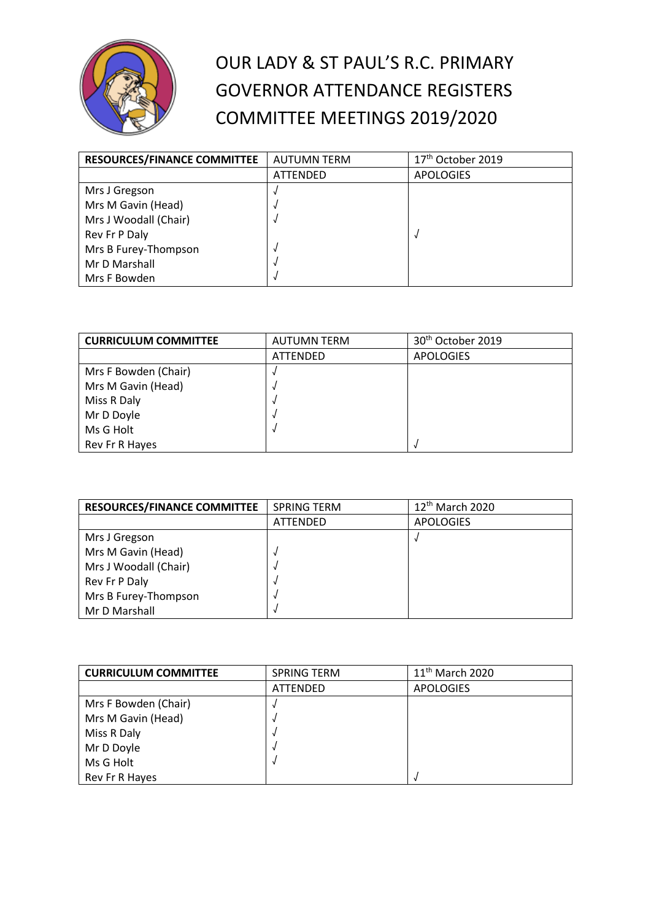# OUR LADY & ST PAUL'S R.C. PRIMARY
# GOVERNOR ATTENDANCE REGISTERS
# COMMITTEE MEETINGS 2019/2020

| **RESOURCES/FINANCE COMMITTEE** | AUTUMN TERM | 17th October 2019 |
|---|---|---|
| | ATTENDED | APOLOGIES |
| Mrs J Gregson | √ | |
| Mrs M Gavin (Head) | √ | |
| Mrs J Woodall (Chair) | √ | |
| Rev Fr P Daly | | √ |
| Mrs B Furey-Thompson | √ | |
| Mr D Marshall | √ | |
| Mrs F Bowden | √ | |

| **CURRICULUM COMMITTEE** | AUTUMN TERM | 30th October 2019 |
|---|---|---|
| | ATTENDED | APOLOGIES |
| Mrs F Bowden (Chair) | √ | |
| Mrs M Gavin (Head) | √ | |
| Miss R Daly | √ | |
| Mr D Doyle | √ | |
| Ms G Holt | √ | |
| Rev Fr R Hayes | | √ |

| **RESOURCES/FINANCE COMMITTEE** | SPRING TERM | 12th March 2020 |
|---|---|---|
| | ATTENDED | APOLOGIES |
| Mrs J Gregson | | √ |
| Mrs M Gavin (Head) | √ | |
| Mrs J Woodall (Chair) | √ | |
| Rev Fr P Daly | √ | |
| Mrs B Furey-Thompson | √ | |
| Mr D Marshall | √ | |

| **CURRICULUM COMMITTEE** | SPRING TERM | 11th March 2020 |
|---|---|---|
| | ATTENDED | APOLOGIES |
| Mrs F Bowden (Chair) | √ | |
| Mrs M Gavin (Head) | √ | |
| Miss R Daly | √ | |
| Mr D Doyle | √ | |
| Ms G Holt | √ | |
| Rev Fr R Hayes | | √ |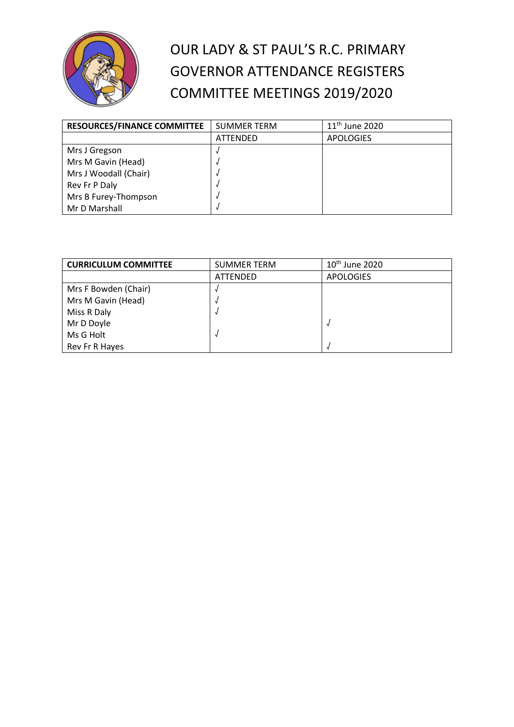# OUR LADY & ST PAUL'S R.C. PRIMARY GOVERNOR ATTENDANCE REGISTERS COMMITTEE MEETINGS 2019/2020

| **RESOURCES/FINANCE COMMITTEE** | SUMMER TERM | 11th June 2020 |
|---|---|---|
| | ATTENDED | APOLOGIES |
| Mrs J Gregson | √ | |
| Mrs M Gavin (Head) | √ | |
| Mrs J Woodall (Chair) | √ | |
| Rev Fr P Daly | √ | |
| Mrs B Furey-Thompson | √ | |
| Mr D Marshall | √ | |

| **CURRICULUM COMMITTEE** | SUMMER TERM | 10th June 2020 |
|---|---|---|
| | ATTENDED | APOLOGIES |
| Mrs F Bowden (Chair) | √ | |
| Mrs M Gavin (Head) | √ | |
| Miss R Daly | √ | |
| Mr D Doyle | | √ |
| Ms G Holt | √ | |
| Rev Fr R Hayes | | √ |